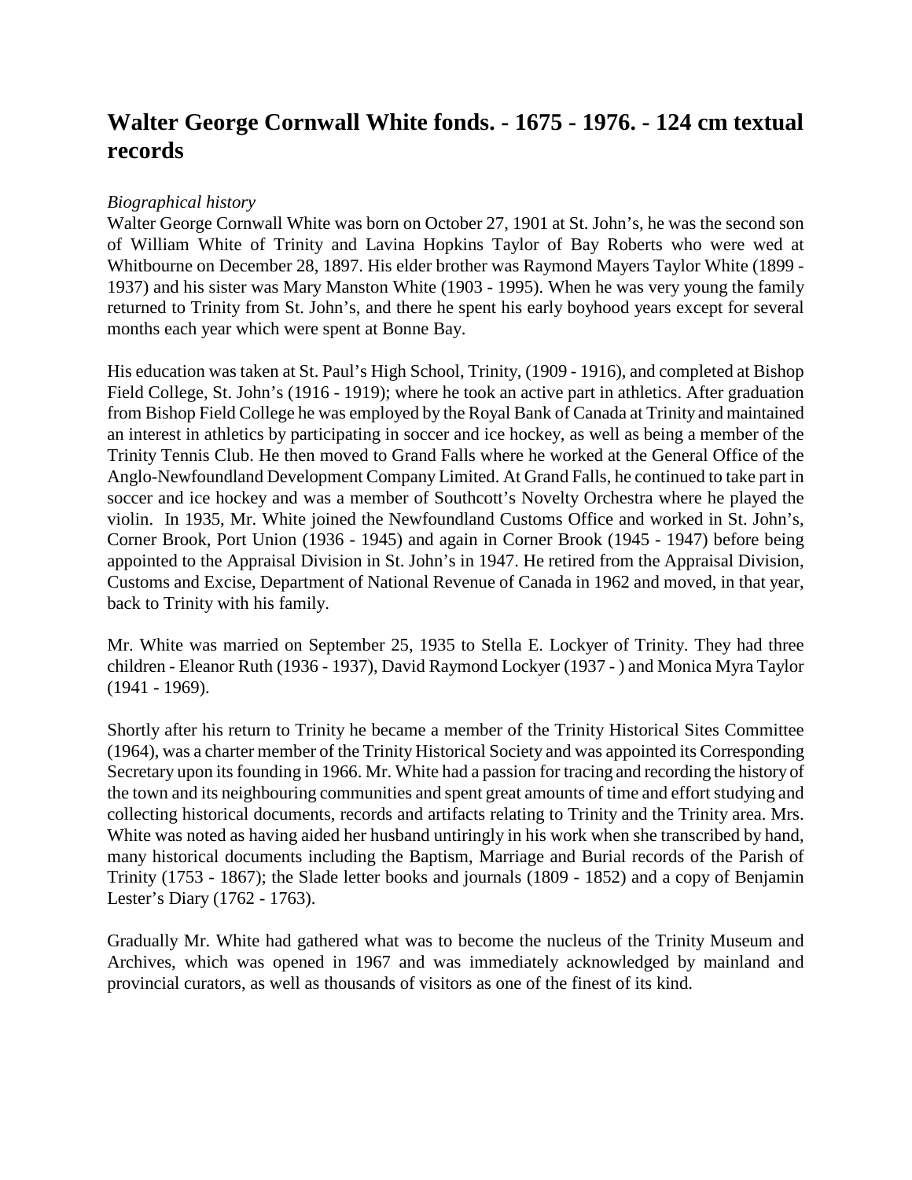# Walter George Cornwall White fonds. - 1675 - 1976. - 124 cm textual records

*Biographical history*

Walter George Cornwall White was born on October 27, 1901 at St. John's, he was the second son of William White of Trinity and Lavina Hopkins Taylor of Bay Roberts who were wed at Whitbourne on December 28, 1897. His elder brother was Raymond Mayers Taylor White (1899 - 1937) and his sister was Mary Manston White (1903 - 1995). When he was very young the family returned to Trinity from St. John's, and there he spent his early boyhood years except for several months each year which were spent at Bonne Bay.

His education was taken at St. Paul's High School, Trinity, (1909 - 1916), and completed at Bishop Field College, St. John's (1916 - 1919); where he took an active part in athletics. After graduation from Bishop Field College he was employed by the Royal Bank of Canada at Trinity and maintained an interest in athletics by participating in soccer and ice hockey, as well as being a member of the Trinity Tennis Club. He then moved to Grand Falls where he worked at the General Office of the Anglo-Newfoundland Development Company Limited. At Grand Falls, he continued to take part in soccer and ice hockey and was a member of Southcott's Novelty Orchestra where he played the violin. In 1935, Mr. White joined the Newfoundland Customs Office and worked in St. John's, Corner Brook, Port Union (1936 - 1945) and again in Corner Brook (1945 - 1947) before being appointed to the Appraisal Division in St. John's in 1947. He retired from the Appraisal Division, Customs and Excise, Department of National Revenue of Canada in 1962 and moved, in that year, back to Trinity with his family.

Mr. White was married on September 25, 1935 to Stella E. Lockyer of Trinity. They had three children - Eleanor Ruth (1936 - 1937), David Raymond Lockyer (1937 - ) and Monica Myra Taylor (1941 - 1969).

Shortly after his return to Trinity he became a member of the Trinity Historical Sites Committee (1964), was a charter member of the Trinity Historical Society and was appointed its Corresponding Secretary upon its founding in 1966. Mr. White had a passion for tracing and recording the history of the town and its neighbouring communities and spent great amounts of time and effort studying and collecting historical documents, records and artifacts relating to Trinity and the Trinity area. Mrs. White was noted as having aided her husband untiringly in his work when she transcribed by hand, many historical documents including the Baptism, Marriage and Burial records of the Parish of Trinity (1753 - 1867); the Slade letter books and journals (1809 - 1852) and a copy of Benjamin Lester's Diary (1762 - 1763).

Gradually Mr. White had gathered what was to become the nucleus of the Trinity Museum and Archives, which was opened in 1967 and was immediately acknowledged by mainland and provincial curators, as well as thousands of visitors as one of the finest of its kind.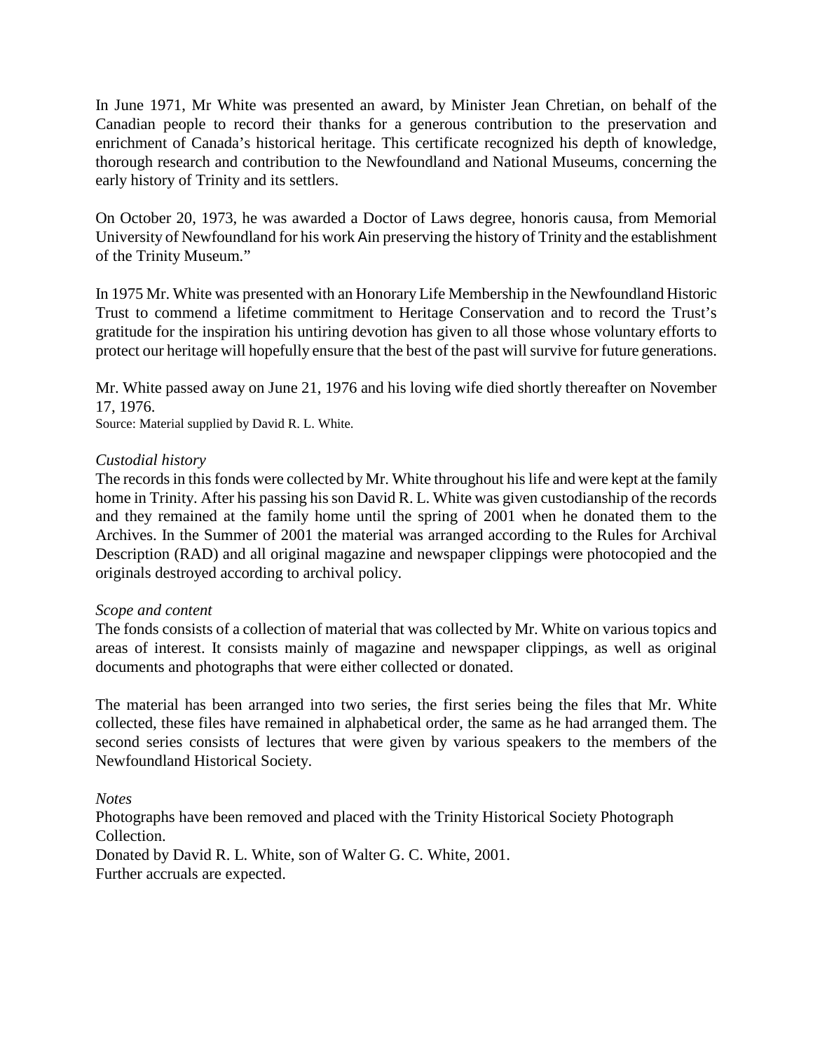In June 1971, Mr White was presented an award, by Minister Jean Chretian, on behalf of the Canadian people to record their thanks for a generous contribution to the preservation and enrichment of Canada's historical heritage. This certificate recognized his depth of knowledge, thorough research and contribution to the Newfoundland and National Museums, concerning the early history of Trinity and its settlers.

On October 20, 1973, he was awarded a Doctor of Laws degree, honoris causa, from Memorial University of Newfoundland for his work Ain preserving the history of Trinity and the establishment of the Trinity Museum."

In 1975 Mr. White was presented with an Honorary Life Membership in the Newfoundland Historic Trust to commend a lifetime commitment to Heritage Conservation and to record the Trust's gratitude for the inspiration his untiring devotion has given to all those whose voluntary efforts to protect our heritage will hopefully ensure that the best of the past will survive for future generations.

Mr. White passed away on June 21, 1976 and his loving wife died shortly thereafter on November 17, 1976.
Source: Material supplied by David R. L. White.

*Custodial history*
The records in this fonds were collected by Mr. White throughout his life and were kept at the family home in Trinity. After his passing his son David R. L. White was given custodianship of the records and they remained at the family home until the spring of 2001 when he donated them to the Archives. In the Summer of 2001 the material was arranged according to the Rules for Archival Description (RAD) and all original magazine and newspaper clippings were photocopied and the originals destroyed according to archival policy.

*Scope and content*
The fonds consists of a collection of material that was collected by Mr. White on various topics and areas of interest. It consists mainly of magazine and newspaper clippings, as well as original documents and photographs that were either collected or donated.

The material has been arranged into two series, the first series being the files that Mr. White collected, these files have remained in alphabetical order, the same as he had arranged them. The second series consists of lectures that were given by various speakers to the members of the Newfoundland Historical Society.

*Notes*
Photographs have been removed and placed with the Trinity Historical Society Photograph Collection.
Donated by David R. L. White, son of Walter G. C. White, 2001.
Further accruals are expected.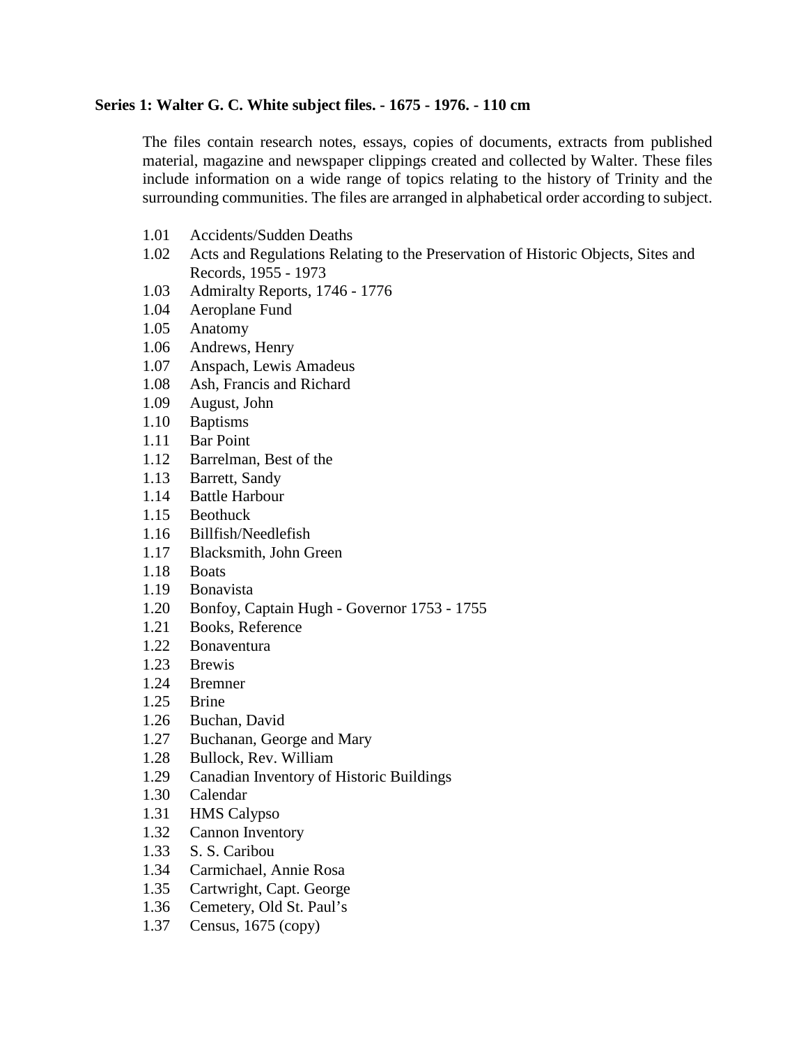**Series 1: Walter G. C. White subject files. - 1675 - 1976. - 110 cm**

The files contain research notes, essays, copies of documents, extracts from published material, magazine and newspaper clippings created and collected by Walter. These files include information on a wide range of topics relating to the history of Trinity and the surrounding communities. The files are arranged in alphabetical order according to subject.

- 1.01 Accidents/Sudden Deaths
- 1.02 Acts and Regulations Relating to the Preservation of Historic Objects, Sites and Records, 1955 - 1973
- 1.03 Admiralty Reports, 1746 - 1776
- 1.04 Aeroplane Fund
- 1.05 Anatomy
- 1.06 Andrews, Henry
- 1.07 Anspach, Lewis Amadeus
- 1.08 Ash, Francis and Richard
- 1.09 August, John
- 1.10 Baptisms
- 1.11 Bar Point
- 1.12 Barrelman, Best of the
- 1.13 Barrett, Sandy
- 1.14 Battle Harbour
- 1.15 Beothuck
- 1.16 Billfish/Needlefish
- 1.17 Blacksmith, John Green
- 1.18 Boats
- 1.19 Bonavista
- 1.20 Bonfoy, Captain Hugh - Governor 1753 - 1755
- 1.21 Books, Reference
- 1.22 Bonaventura
- 1.23 Brewis
- 1.24 Bremner
- 1.25 Brine
- 1.26 Buchan, David
- 1.27 Buchanan, George and Mary
- 1.28 Bullock, Rev. William
- 1.29 Canadian Inventory of Historic Buildings
- 1.30 Calendar
- 1.31 HMS Calypso
- 1.32 Cannon Inventory
- 1.33 S. S. Caribou
- 1.34 Carmichael, Annie Rosa
- 1.35 Cartwright, Capt. George
- 1.36 Cemetery, Old St. Paul's
- 1.37 Census, 1675 (copy)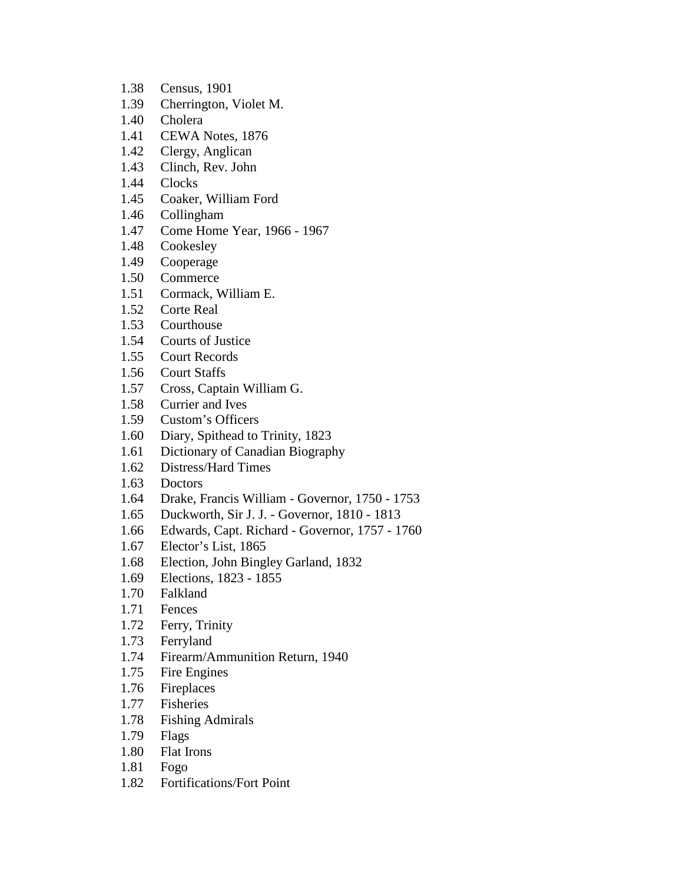1.38 Census, 1901
1.39 Cherrington, Violet M.
1.40 Cholera
1.41 CEWA Notes, 1876
1.42 Clergy, Anglican
1.43 Clinch, Rev. John
1.44 Clocks
1.45 Coaker, William Ford
1.46 Collingham
1.47 Come Home Year, 1966 - 1967
1.48 Cookesley
1.49 Cooperage
1.50 Commerce
1.51 Cormack, William E.
1.52 Corte Real
1.53 Courthouse
1.54 Courts of Justice
1.55 Court Records
1.56 Court Staffs
1.57 Cross, Captain William G.
1.58 Currier and Ives
1.59 Custom's Officers
1.60 Diary, Spithead to Trinity, 1823
1.61 Dictionary of Canadian Biography
1.62 Distress/Hard Times
1.63 Doctors
1.64 Drake, Francis William - Governor, 1750 - 1753
1.65 Duckworth, Sir J. J. - Governor, 1810 - 1813
1.66 Edwards, Capt. Richard - Governor, 1757 - 1760
1.67 Elector's List, 1865
1.68 Election, John Bingley Garland, 1832
1.69 Elections, 1823 - 1855
1.70 Falkland
1.71 Fences
1.72 Ferry, Trinity
1.73 Ferryland
1.74 Firearm/Ammunition Return, 1940
1.75 Fire Engines
1.76 Fireplaces
1.77 Fisheries
1.78 Fishing Admirals
1.79 Flags
1.80 Flat Irons
1.81 Fogo
1.82 Fortifications/Fort Point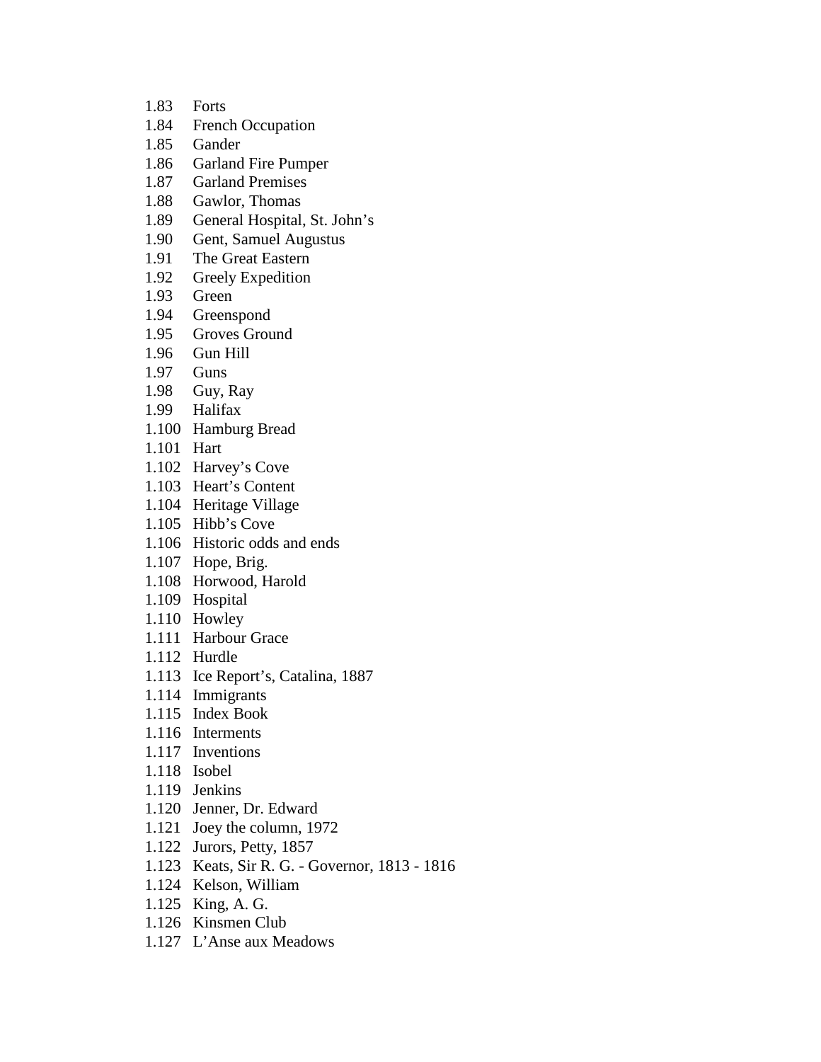1.83 Forts
1.84 French Occupation
1.85 Gander
1.86 Garland Fire Pumper
1.87 Garland Premises
1.88 Gawlor, Thomas
1.89 General Hospital, St. John’s
1.90 Gent, Samuel Augustus
1.91 The Great Eastern
1.92 Greely Expedition
1.93 Green
1.94 Greenspond
1.95 Groves Ground
1.96 Gun Hill
1.97 Guns
1.98 Guy, Ray
1.99 Halifax
1.100 Hamburg Bread
1.101 Hart
1.102 Harvey’s Cove
1.103 Heart’s Content
1.104 Heritage Village
1.105 Hibb’s Cove
1.106 Historic odds and ends
1.107 Hope, Brig.
1.108 Horwood, Harold
1.109 Hospital
1.110 Howley
1.111 Harbour Grace
1.112 Hurdle
1.113 Ice Report’s, Catalina, 1887
1.114 Immigrants
1.115 Index Book
1.116 Interments
1.117 Inventions
1.118 Isobel
1.119 Jenkins
1.120 Jenner, Dr. Edward
1.121 Joey the column, 1972
1.122 Jurors, Petty, 1857
1.123 Keats, Sir R. G. - Governor, 1813 - 1816
1.124 Kelson, William
1.125 King, A. G.
1.126 Kinsmen Club
1.127 L’Anse aux Meadows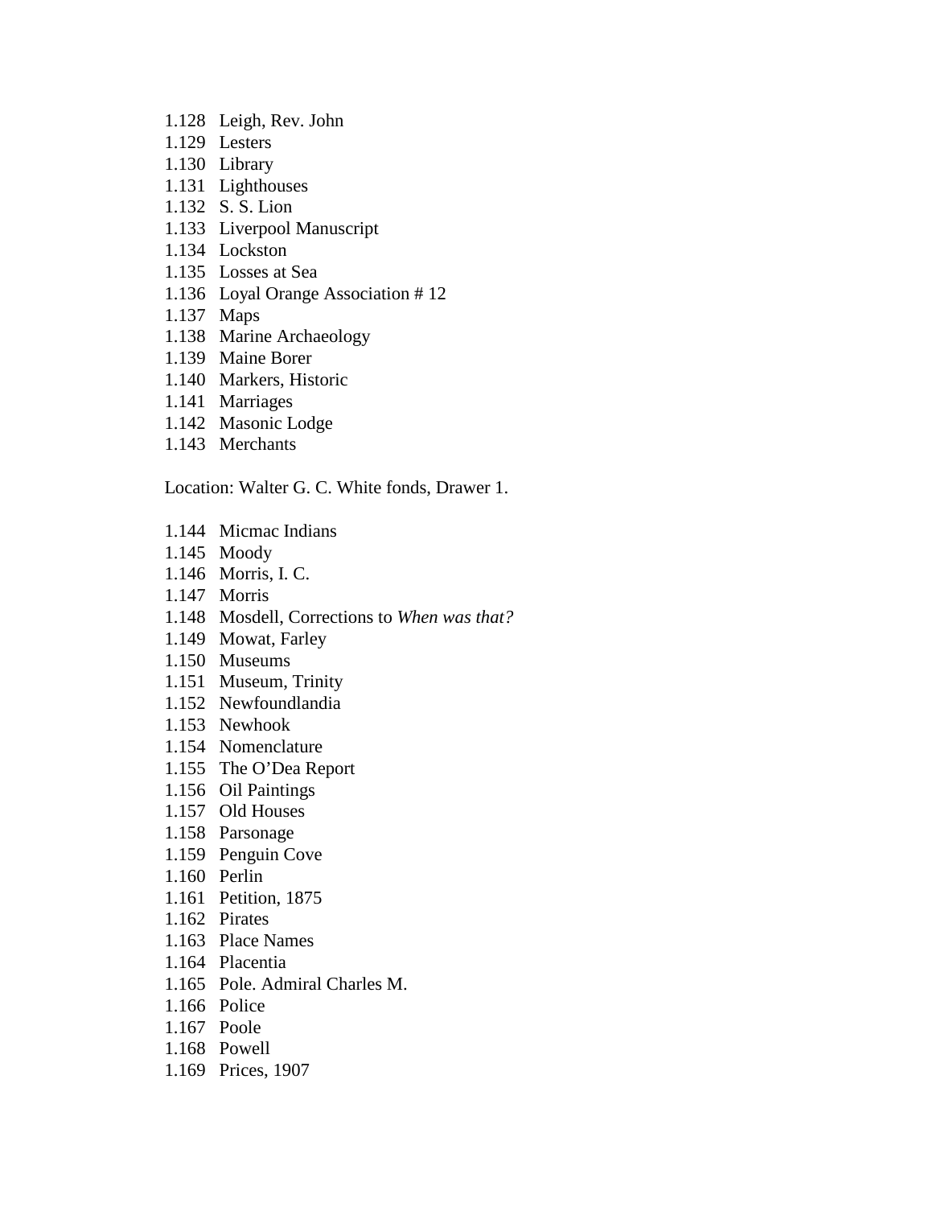1.128 Leigh, Rev. John
1.129 Lesters
1.130 Library
1.131 Lighthouses
1.132 S. S. Lion
1.133 Liverpool Manuscript
1.134 Lockston
1.135 Losses at Sea
1.136 Loyal Orange Association # 12
1.137 Maps
1.138 Marine Archaeology
1.139 Maine Borer
1.140 Markers, Historic
1.141 Marriages
1.142 Masonic Lodge
1.143 Merchants

Location: Walter G. C. White fonds, Drawer 1.

1.144 Micmac Indians
1.145 Moody
1.146 Morris, I. C.
1.147 Morris
1.148 Mosdell, Corrections to *When was that?*
1.149 Mowat, Farley
1.150 Museums
1.151 Museum, Trinity
1.152 Newfoundlandia
1.153 Newhook
1.154 Nomenclature
1.155 The O'Dea Report
1.156 Oil Paintings
1.157 Old Houses
1.158 Parsonage
1.159 Penguin Cove
1.160 Perlin
1.161 Petition, 1875
1.162 Pirates
1.163 Place Names
1.164 Placentia
1.165 Pole. Admiral Charles M.
1.166 Police
1.167 Poole
1.168 Powell
1.169 Prices, 1907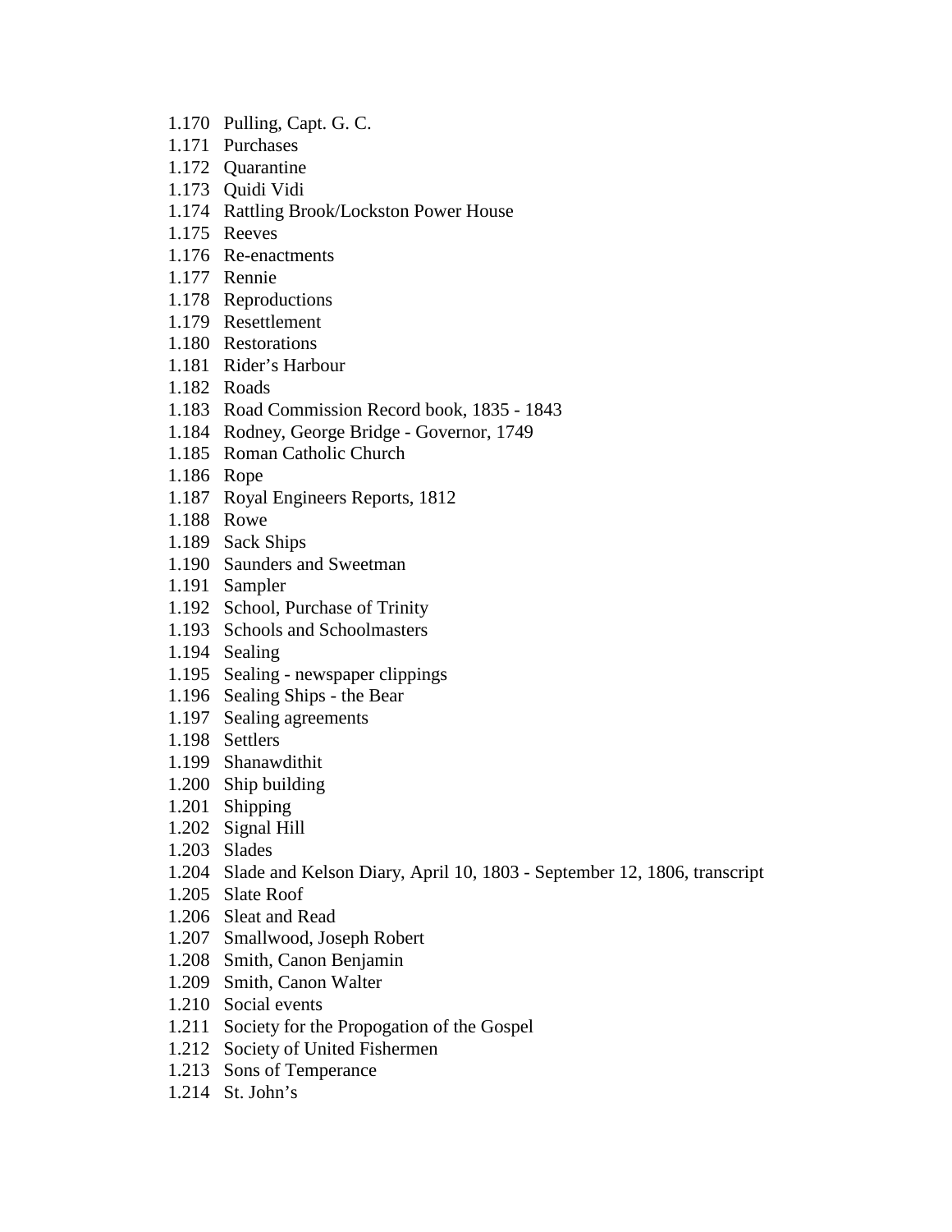1.170 Pulling, Capt. G. C.
1.171 Purchases
1.172 Quarantine
1.173 Quidi Vidi
1.174 Rattling Brook/Lockston Power House
1.175 Reeves
1.176 Re-enactments
1.177 Rennie
1.178 Reproductions
1.179 Resettlement
1.180 Restorations
1.181 Rider's Harbour
1.182 Roads
1.183 Road Commission Record book, 1835 - 1843
1.184 Rodney, George Bridge - Governor, 1749
1.185 Roman Catholic Church
1.186 Rope
1.187 Royal Engineers Reports, 1812
1.188 Rowe
1.189 Sack Ships
1.190 Saunders and Sweetman
1.191 Sampler
1.192 School, Purchase of Trinity
1.193 Schools and Schoolmasters
1.194 Sealing
1.195 Sealing - newspaper clippings
1.196 Sealing Ships - the Bear
1.197 Sealing agreements
1.198 Settlers
1.199 Shanawdithit
1.200 Ship building
1.201 Shipping
1.202 Signal Hill
1.203 Slades
1.204 Slade and Kelson Diary, April 10, 1803 - September 12, 1806, transcript
1.205 Slate Roof
1.206 Sleat and Read
1.207 Smallwood, Joseph Robert
1.208 Smith, Canon Benjamin
1.209 Smith, Canon Walter
1.210 Social events
1.211 Society for the Propogation of the Gospel
1.212 Society of United Fishermen
1.213 Sons of Temperance
1.214 St. John's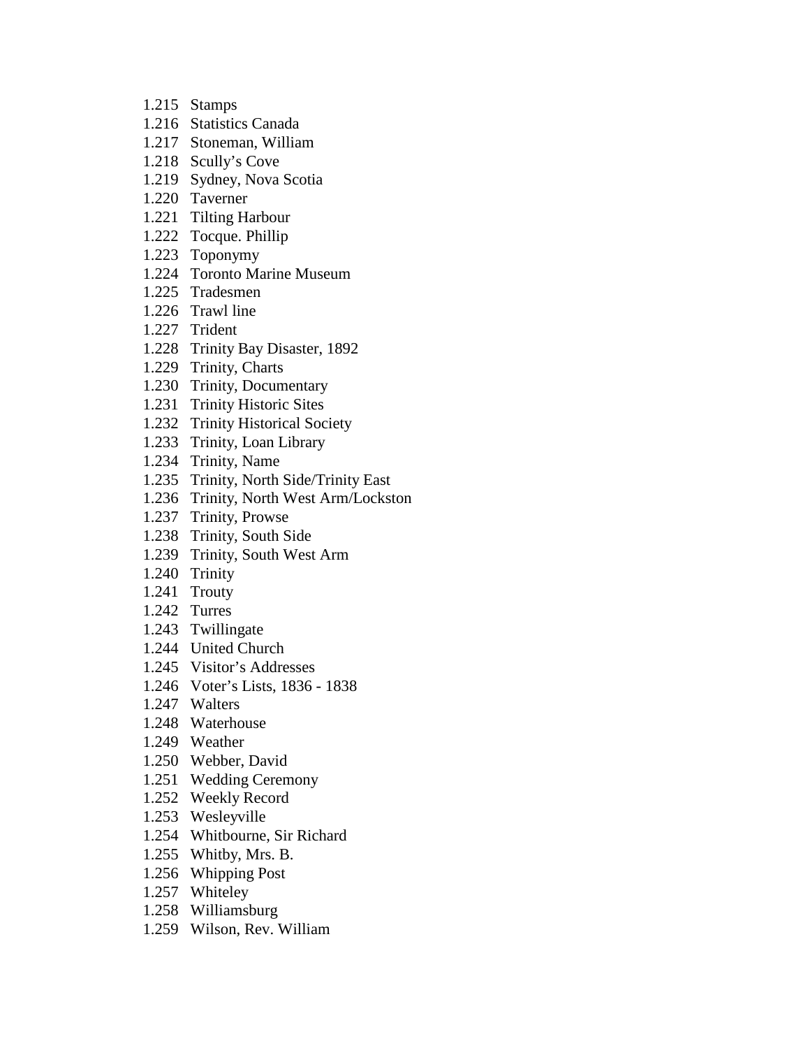1.215 Stamps
1.216 Statistics Canada
1.217 Stoneman, William
1.218 Scully's Cove
1.219 Sydney, Nova Scotia
1.220 Taverner
1.221 Tilting Harbour
1.222 Tocque. Phillip
1.223 Toponymy
1.224 Toronto Marine Museum
1.225 Tradesmen
1.226 Trawl line
1.227 Trident
1.228 Trinity Bay Disaster, 1892
1.229 Trinity, Charts
1.230 Trinity, Documentary
1.231 Trinity Historic Sites
1.232 Trinity Historical Society
1.233 Trinity, Loan Library
1.234 Trinity, Name
1.235 Trinity, North Side/Trinity East
1.236 Trinity, North West Arm/Lockston
1.237 Trinity, Prowse
1.238 Trinity, South Side
1.239 Trinity, South West Arm
1.240 Trinity
1.241 Trouty
1.242 Turres
1.243 Twillingate
1.244 United Church
1.245 Visitor's Addresses
1.246 Voter's Lists, 1836 - 1838
1.247 Walters
1.248 Waterhouse
1.249 Weather
1.250 Webber, David
1.251 Wedding Ceremony
1.252 Weekly Record
1.253 Wesleyville
1.254 Whitbourne, Sir Richard
1.255 Whitby, Mrs. B.
1.256 Whipping Post
1.257 Whiteley
1.258 Williamsburg
1.259 Wilson, Rev. William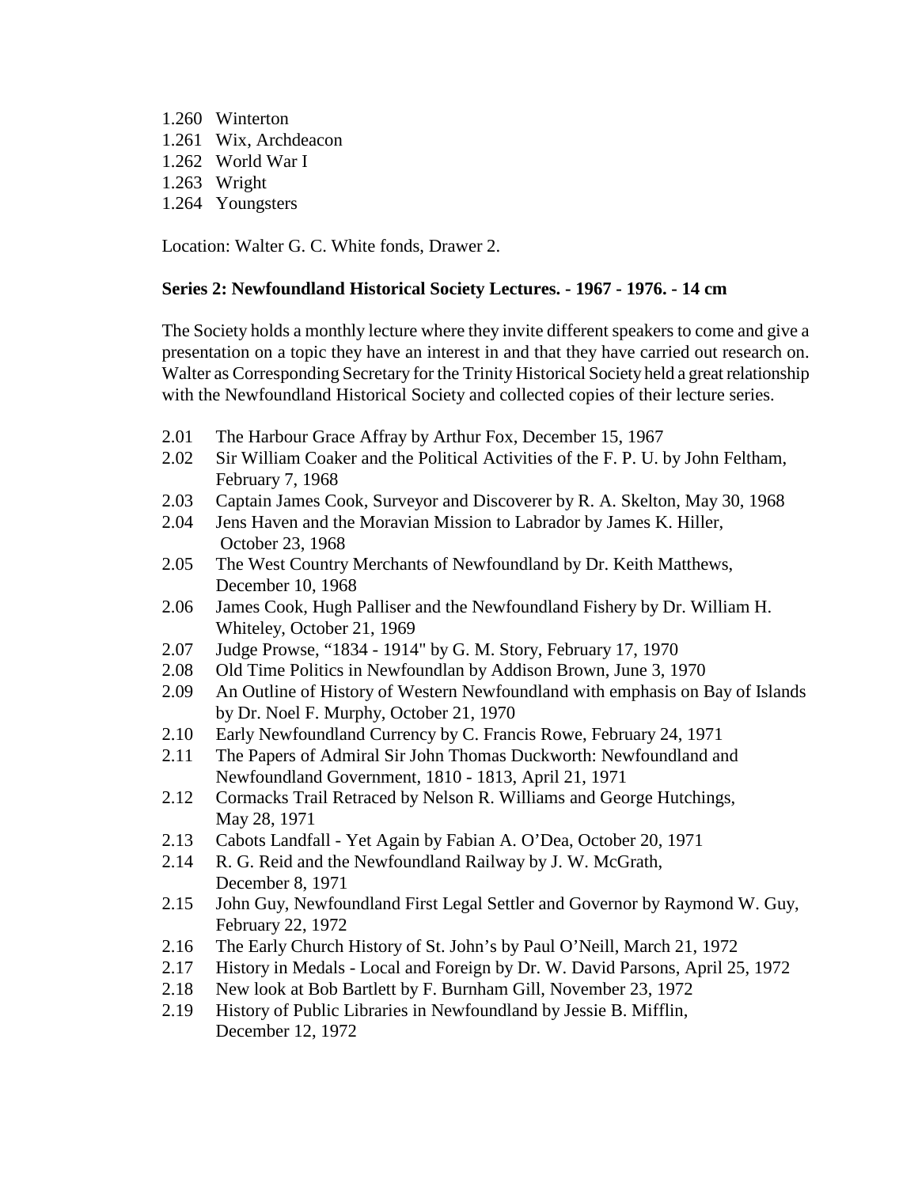1.260 Winterton
1.261 Wix, Archdeacon
1.262 World War I
1.263 Wright
1.264 Youngsters

Location: Walter G. C. White fonds, Drawer 2.

**Series 2: Newfoundland Historical Society Lectures. - 1967 - 1976. - 14 cm**

The Society holds a monthly lecture where they invite different speakers to come and give a presentation on a topic they have an interest in and that they have carried out research on. Walter as Corresponding Secretary for the Trinity Historical Society held a great relationship with the Newfoundland Historical Society and collected copies of their lecture series.

2.01 The Harbour Grace Affray by Arthur Fox, December 15, 1967
2.02 Sir William Coaker and the Political Activities of the F. P. U. by John Feltham, February 7, 1968
2.03 Captain James Cook, Surveyor and Discoverer by R. A. Skelton, May 30, 1968
2.04 Jens Haven and the Moravian Mission to Labrador by James K. Hiller, October 23, 1968
2.05 The West Country Merchants of Newfoundland by Dr. Keith Matthews, December 10, 1968
2.06 James Cook, Hugh Palliser and the Newfoundland Fishery by Dr. William H. Whiteley, October 21, 1969
2.07 Judge Prowse, "1834 - 1914" by G. M. Story, February 17, 1970
2.08 Old Time Politics in Newfoundlan by Addison Brown, June 3, 1970
2.09 An Outline of History of Western Newfoundland with emphasis on Bay of Islands by Dr. Noel F. Murphy, October 21, 1970
2.10 Early Newfoundland Currency by C. Francis Rowe, February 24, 1971
2.11 The Papers of Admiral Sir John Thomas Duckworth: Newfoundland and Newfoundland Government, 1810 - 1813, April 21, 1971
2.12 Cormacks Trail Retraced by Nelson R. Williams and George Hutchings, May 28, 1971
2.13 Cabots Landfall - Yet Again by Fabian A. O'Dea, October 20, 1971
2.14 R. G. Reid and the Newfoundland Railway by J. W. McGrath, December 8, 1971
2.15 John Guy, Newfoundland First Legal Settler and Governor by Raymond W. Guy, February 22, 1972
2.16 The Early Church History of St. John's by Paul O'Neill, March 21, 1972
2.17 History in Medals - Local and Foreign by Dr. W. David Parsons, April 25, 1972
2.18 New look at Bob Bartlett by F. Burnham Gill, November 23, 1972
2.19 History of Public Libraries in Newfoundland by Jessie B. Mifflin, December 12, 1972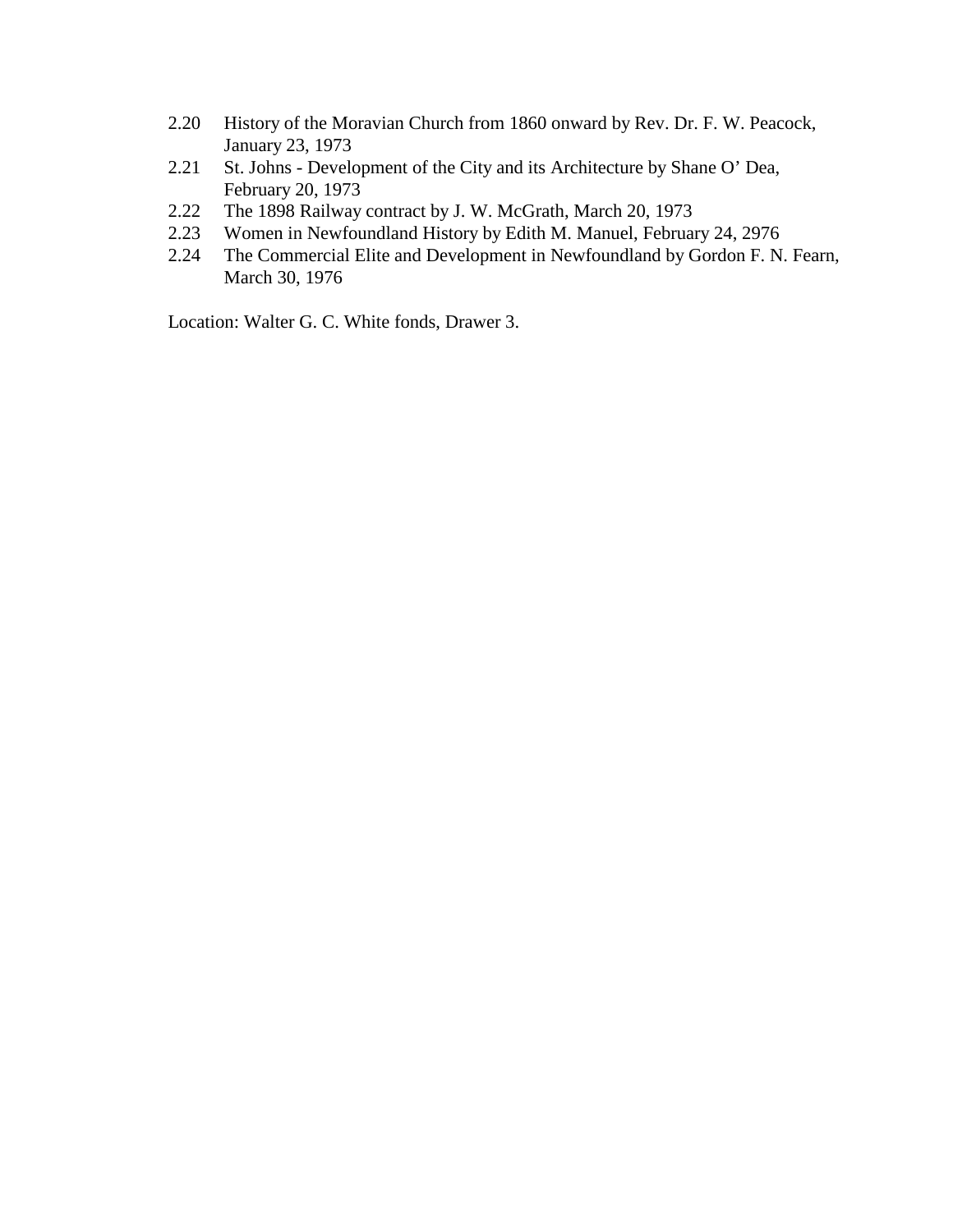2.20 History of the Moravian Church from 1860 onward by Rev. Dr. F. W. Peacock, January 23, 1973

2.21 St. Johns - Development of the City and its Architecture by Shane O' Dea, February 20, 1973

2.22 The 1898 Railway contract by J. W. McGrath, March 20, 1973

2.23 Women in Newfoundland History by Edith M. Manuel, February 24, 2976

2.24 The Commercial Elite and Development in Newfoundland by Gordon F. N. Fearn, March 30, 1976

Location: Walter G. C. White fonds, Drawer 3.